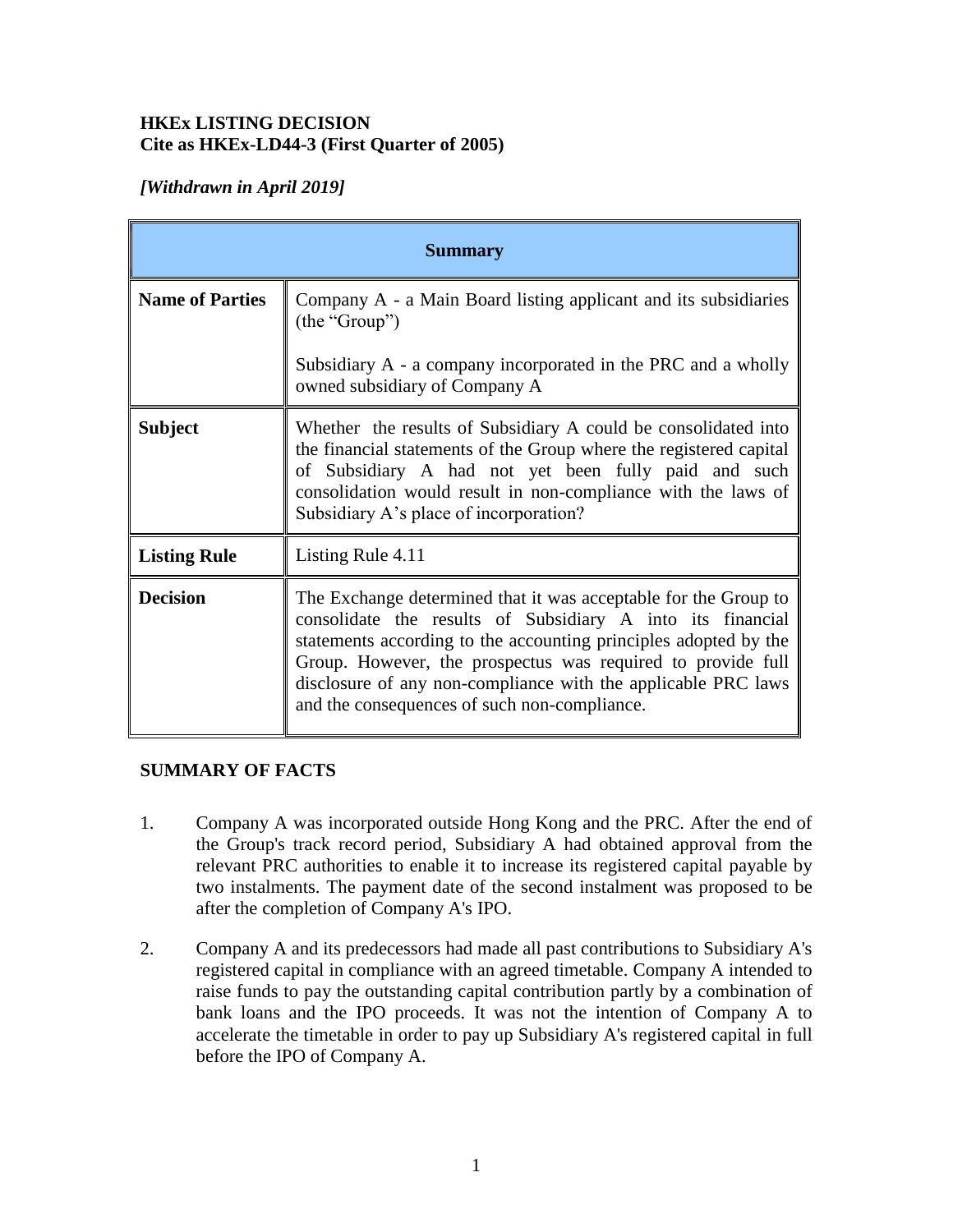**HKEx LISTING DECISION**
**Cite as HKEx-LD44-3 (First Quarter of 2005)**

***[Withdrawn in April 2019]***

| **Summary** | |
|---|---|
| **Name of Parties** | Company A - a Main Board listing applicant and its subsidiaries (the "Group")<br><br>Subsidiary A - a company incorporated in the PRC and a wholly owned subsidiary of Company A |
| **Subject** | Whether the results of Subsidiary A could be consolidated into the financial statements of the Group where the registered capital of Subsidiary A had not yet been fully paid and such consolidation would result in non-compliance with the laws of Subsidiary A's place of incorporation? |
| **Listing Rule** | Listing Rule 4.11 |
| **Decision** | The Exchange determined that it was acceptable for the Group to consolidate the results of Subsidiary A into its financial statements according to the accounting principles adopted by the Group. However, the prospectus was required to provide full disclosure of any non-compliance with the applicable PRC laws and the consequences of such non-compliance. |

**SUMMARY OF FACTS**

1. Company A was incorporated outside Hong Kong and the PRC. After the end of the Group's track record period, Subsidiary A had obtained approval from the relevant PRC authorities to enable it to increase its registered capital payable by two instalments. The payment date of the second instalment was proposed to be after the completion of Company A's IPO.

2. Company A and its predecessors had made all past contributions to Subsidiary A's registered capital in compliance with an agreed timetable. Company A intended to raise funds to pay the outstanding capital contribution partly by a combination of bank loans and the IPO proceeds. It was not the intention of Company A to accelerate the timetable in order to pay up Subsidiary A's registered capital in full before the IPO of Company A.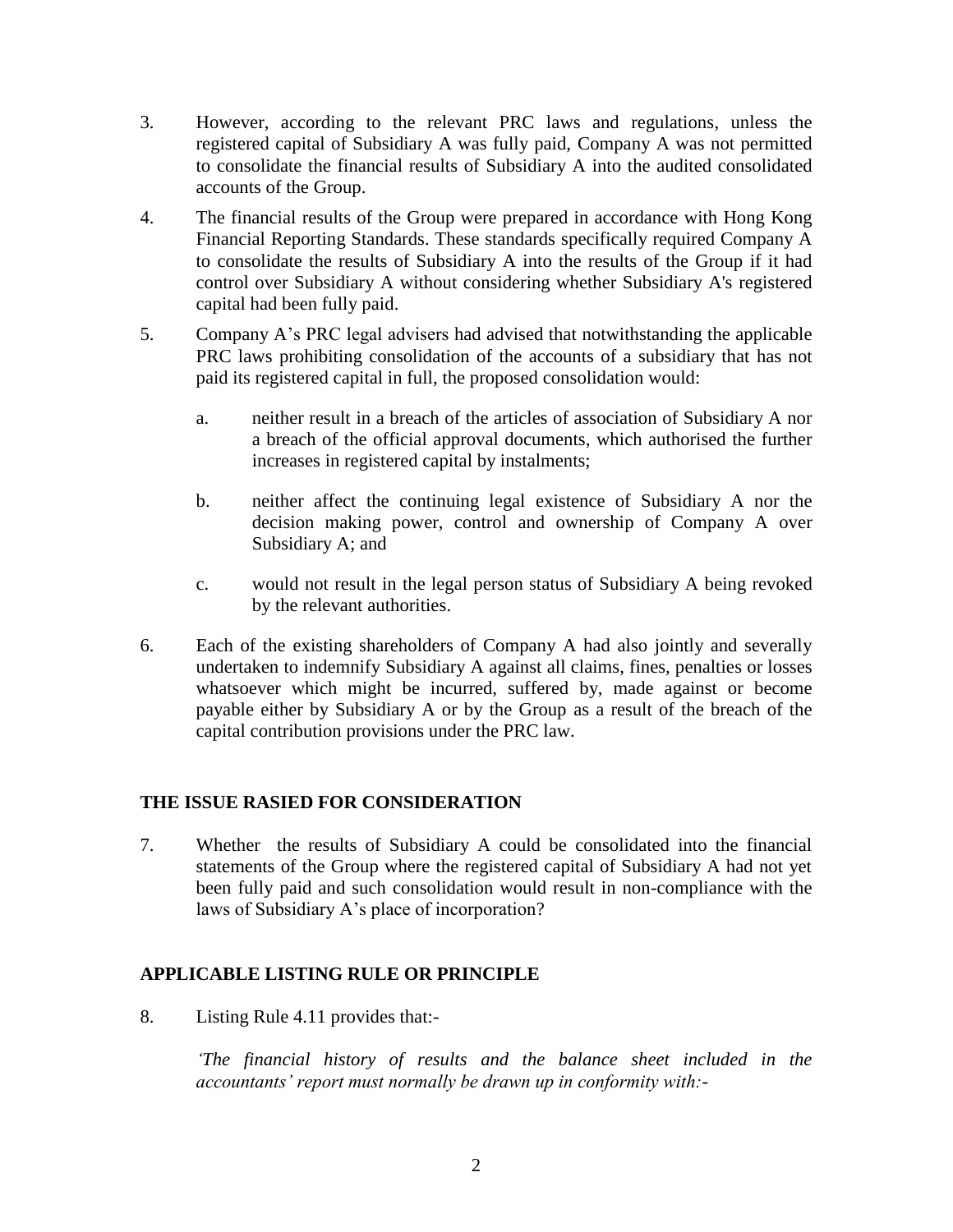3. However, according to the relevant PRC laws and regulations, unless the registered capital of Subsidiary A was fully paid, Company A was not permitted to consolidate the financial results of Subsidiary A into the audited consolidated accounts of the Group.

4. The financial results of the Group were prepared in accordance with Hong Kong Financial Reporting Standards. These standards specifically required Company A to consolidate the results of Subsidiary A into the results of the Group if it had control over Subsidiary A without considering whether Subsidiary A's registered capital had been fully paid.

5. Company A's PRC legal advisers had advised that notwithstanding the applicable PRC laws prohibiting consolidation of the accounts of a subsidiary that has not paid its registered capital in full, the proposed consolidation would:

   a. neither result in a breach of the articles of association of Subsidiary A nor a breach of the official approval documents, which authorised the further increases in registered capital by instalments;

   b. neither affect the continuing legal existence of Subsidiary A nor the decision making power, control and ownership of Company A over Subsidiary A; and

   c. would not result in the legal person status of Subsidiary A being revoked by the relevant authorities.

6. Each of the existing shareholders of Company A had also jointly and severally undertaken to indemnify Subsidiary A against all claims, fines, penalties or losses whatsoever which might be incurred, suffered by, made against or become payable either by Subsidiary A or by the Group as a result of the breach of the capital contribution provisions under the PRC law.

## THE ISSUE RASIED FOR CONSIDERATION

7. Whether the results of Subsidiary A could be consolidated into the financial statements of the Group where the registered capital of Subsidiary A had not yet been fully paid and such consolidation would result in non-compliance with the laws of Subsidiary A's place of incorporation?

## APPLICABLE LISTING RULE OR PRINCIPLE

8. Listing Rule 4.11 provides that:-

   *'The financial history of results and the balance sheet included in the accountants' report must normally be drawn up in conformity with:-*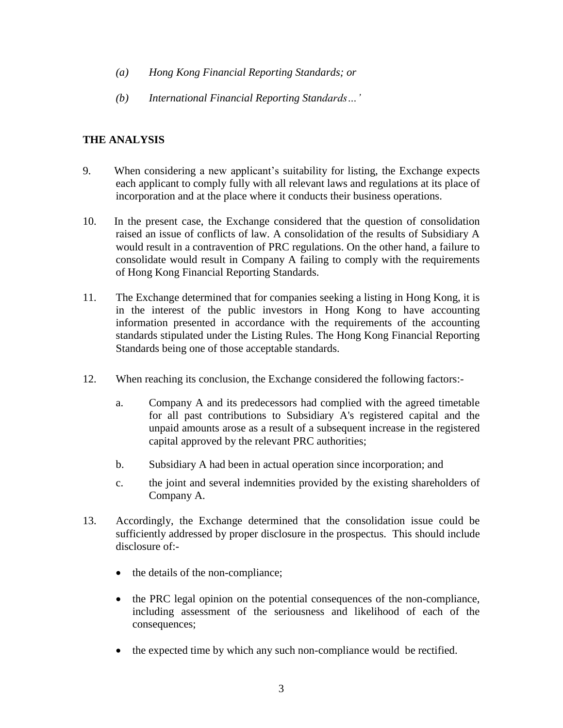*(a) Hong Kong Financial Reporting Standards; or*

*(b) International Financial Reporting Standards…'*

**THE ANALYSIS**

9. When considering a new applicant's suitability for listing, the Exchange expects each applicant to comply fully with all relevant laws and regulations at its place of incorporation and at the place where it conducts their business operations.

10. In the present case, the Exchange considered that the question of consolidation raised an issue of conflicts of law. A consolidation of the results of Subsidiary A would result in a contravention of PRC regulations. On the other hand, a failure to consolidate would result in Company A failing to comply with the requirements of Hong Kong Financial Reporting Standards.

11. The Exchange determined that for companies seeking a listing in Hong Kong, it is in the interest of the public investors in Hong Kong to have accounting information presented in accordance with the requirements of the accounting standards stipulated under the Listing Rules. The Hong Kong Financial Reporting Standards being one of those acceptable standards.

12. When reaching its conclusion, the Exchange considered the following factors:-

    a. Company A and its predecessors had complied with the agreed timetable for all past contributions to Subsidiary A's registered capital and the unpaid amounts arose as a result of a subsequent increase in the registered capital approved by the relevant PRC authorities;

    b. Subsidiary A had been in actual operation since incorporation; and

    c. the joint and several indemnities provided by the existing shareholders of Company A.

13. Accordingly, the Exchange determined that the consolidation issue could be sufficiently addressed by proper disclosure in the prospectus. This should include disclosure of:-

    - the details of the non-compliance;
    - the PRC legal opinion on the potential consequences of the non-compliance, including assessment of the seriousness and likelihood of each of the consequences;
    - the expected time by which any such non-compliance would be rectified.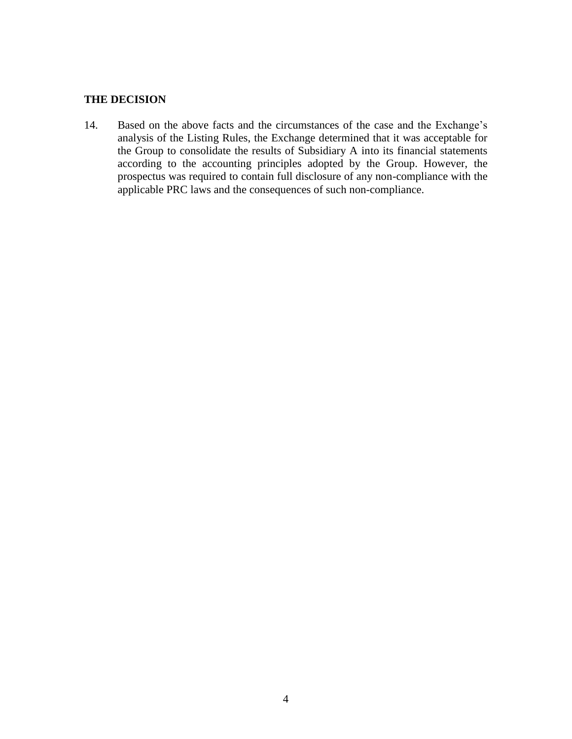**THE DECISION**

14. Based on the above facts and the circumstances of the case and the Exchange's analysis of the Listing Rules, the Exchange determined that it was acceptable for the Group to consolidate the results of Subsidiary A into its financial statements according to the accounting principles adopted by the Group. However, the prospectus was required to contain full disclosure of any non-compliance with the applicable PRC laws and the consequences of such non-compliance.